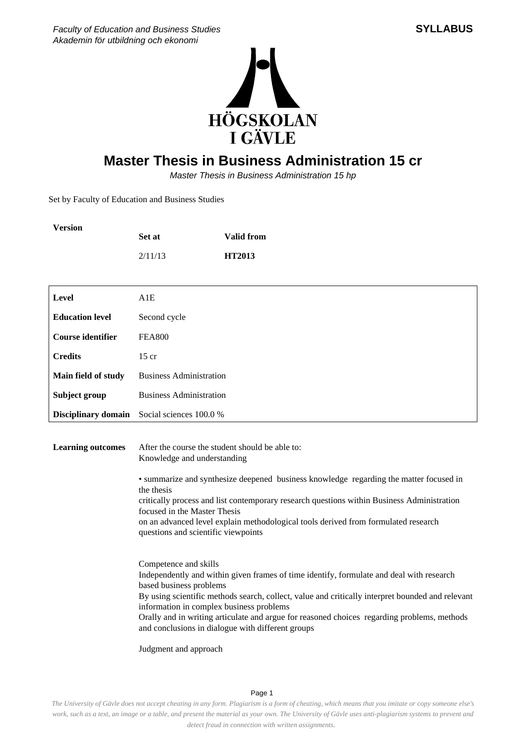Faculty of Education and Business Studies
Akademin för utbildning och ekonomi

**SYLLABUS**

# Master Thesis in Business Administration 15 cr

*Master Thesis in Business Administration 15 hp*

Set by Faculty of Education and Business Studies

| Version | Set at | Valid from |
|---|---|---|
| | 2/11/13 | **HT2013** |

| | |
|---|---|
| **Level** | A1E |
| **Education level** | Second cycle |
| **Course identifier** | FEA800 |
| **Credits** | 15 cr |
| **Main field of study** | Business Administration |
| **Subject group** | Business Administration |
| **Disciplinary domain** | Social sciences 100.0 % |

**Learning outcomes**

After the course the student should be able to:
Knowledge and understanding

• summarize and synthesize deepened business knowledge regarding the matter focused in the thesis
critically process and list contemporary research questions within Business Administration focused in the Master Thesis
on an advanced level explain methodological tools derived from formulated research questions and scientific viewpoints

Competence and skills
Independently and within given frames of time identify, formulate and deal with research based business problems
By using scientific methods search, collect, value and critically interpret bounded and relevant information in complex business problems
Orally and in writing articulate and argue for reasoned choices regarding problems, methods and conclusions in dialogue with different groups

Judgment and approach

*The University of Gävle does not accept cheating in any form. Plagiarism is a form of cheating, which means that you imitate or copy someone else's work, such as a text, an image or a table, and present the material as your own. The University of Gävle uses anti-plagiarism systems to prevent and detect fraud in connection with written assignments.*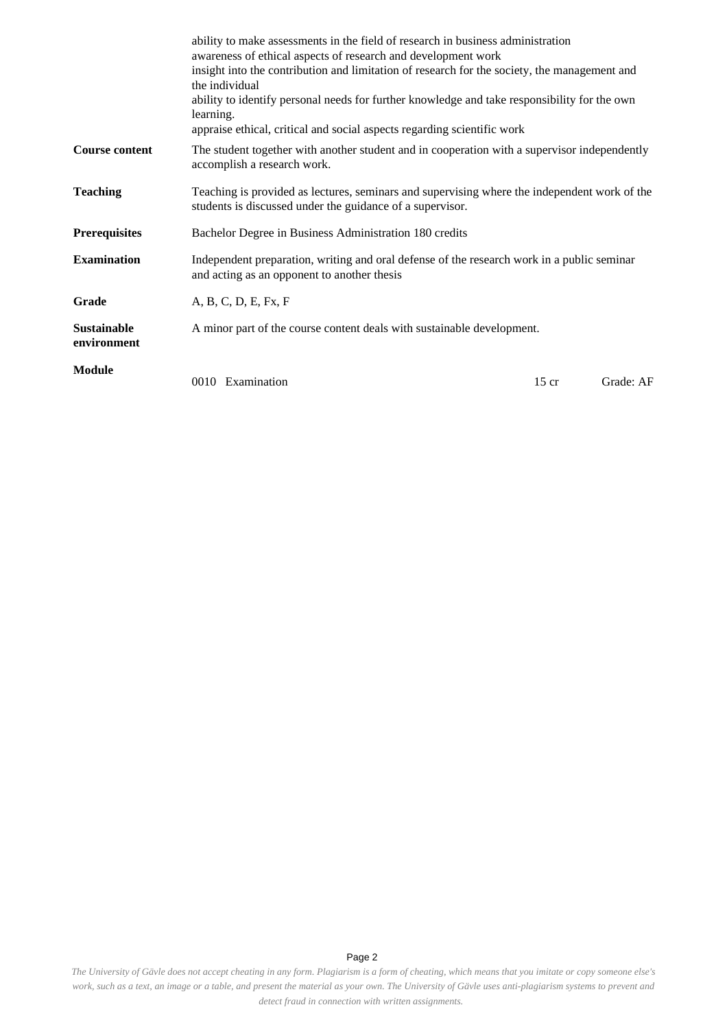ability to make assessments in the field of research in business administration
awareness of ethical aspects of research and development work
insight into the contribution and limitation of research for the society, the management and the individual
ability to identify personal needs for further knowledge and take responsibility for the own learning.
appraise ethical, critical and social aspects regarding scientific work

**Course content**

The student together with another student and in cooperation with a supervisor independently accomplish a research work.

**Teaching**

Teaching is provided as lectures, seminars and supervising where the independent work of the students is discussed under the guidance of a supervisor.

**Prerequisites**

Bachelor Degree in Business Administration 180 credits

**Examination**

Independent preparation, writing and oral defense of the research work in a public seminar and acting as an opponent to another thesis

**Grade**

A, B, C, D, E, Fx, F

**Sustainable environment**

A minor part of the course content deals with sustainable development.

**Module**

| | | | |
|---|---|---|---|
| 0010 | Examination | 15 cr | Grade: AF |

*The University of Gävle does not accept cheating in any form. Plagiarism is a form of cheating, which means that you imitate or copy someone else's work, such as a text, an image or a table, and present the material as your own. The University of Gävle uses anti-plagiarism systems to prevent and detect fraud in connection with written assignments.*